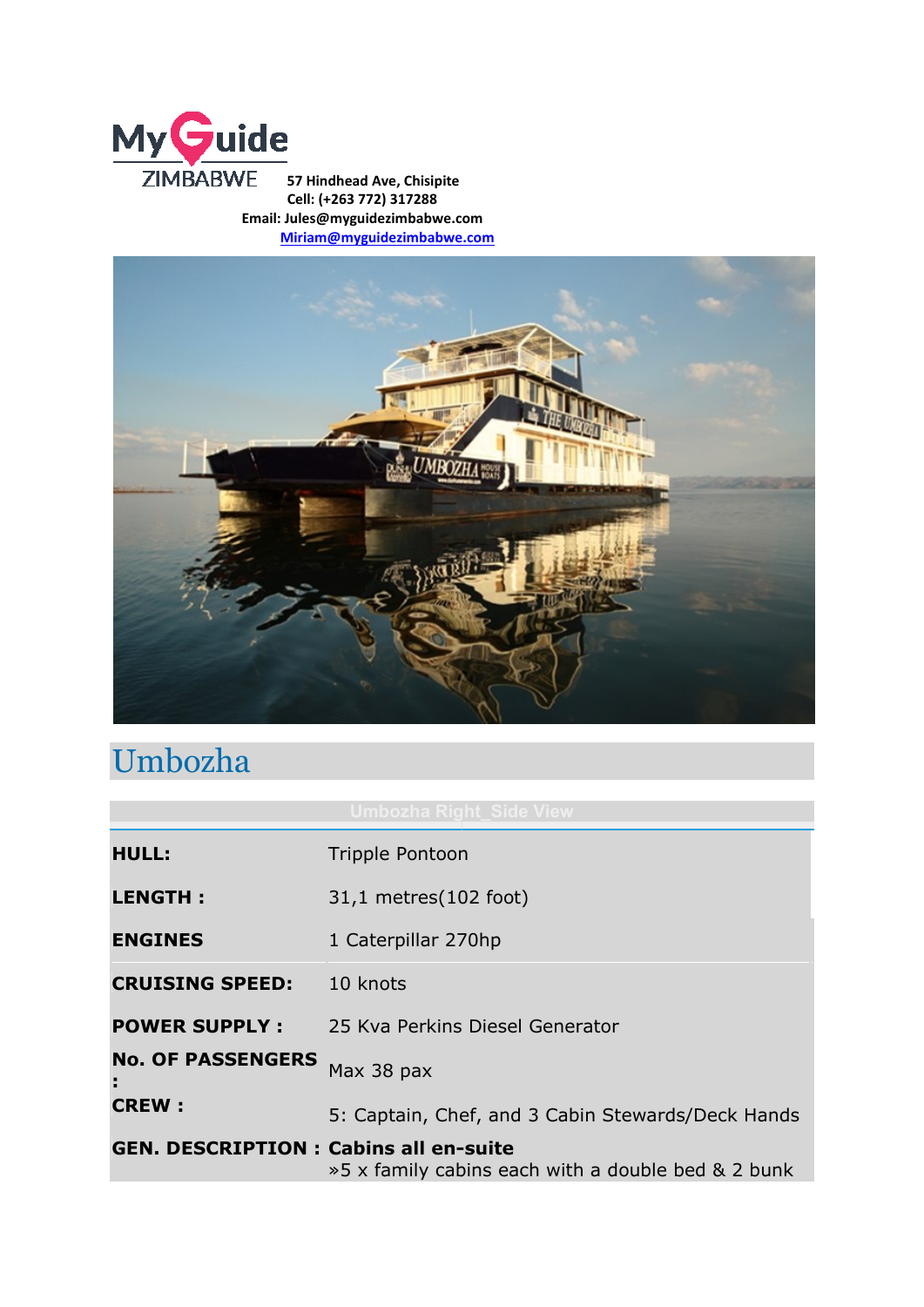MyGuide ZIMBABWE

**57 Hindhead Ave, Chisipite**
**Cell: (+263 772) 317288**
**Email: Jules@myguidezimbabwe.com**
**Miriam@myguidezimbabwe.com**

# Umbozha

Umbozha Right_Side View

| | |
|---|---|
| **HULL:** | Tripple Pontoon |
| **LENGTH :** | 31,1 metres(102 foot) |
| **ENGINES** | 1 Caterpillar 270hp |
| **CRUISING SPEED:** | 10 knots |
| **POWER SUPPLY :** | 25 Kva Perkins Diesel Generator |
| **No. OF PASSENGERS :** | Max 38 pax |
| **CREW :** | 5: Captain, Chef, and 3 Cabin Stewards/Deck Hands |
| **GEN. DESCRIPTION :** | **Cabins all en-suite** »5 x family cabins each with a double bed & 2 bunk |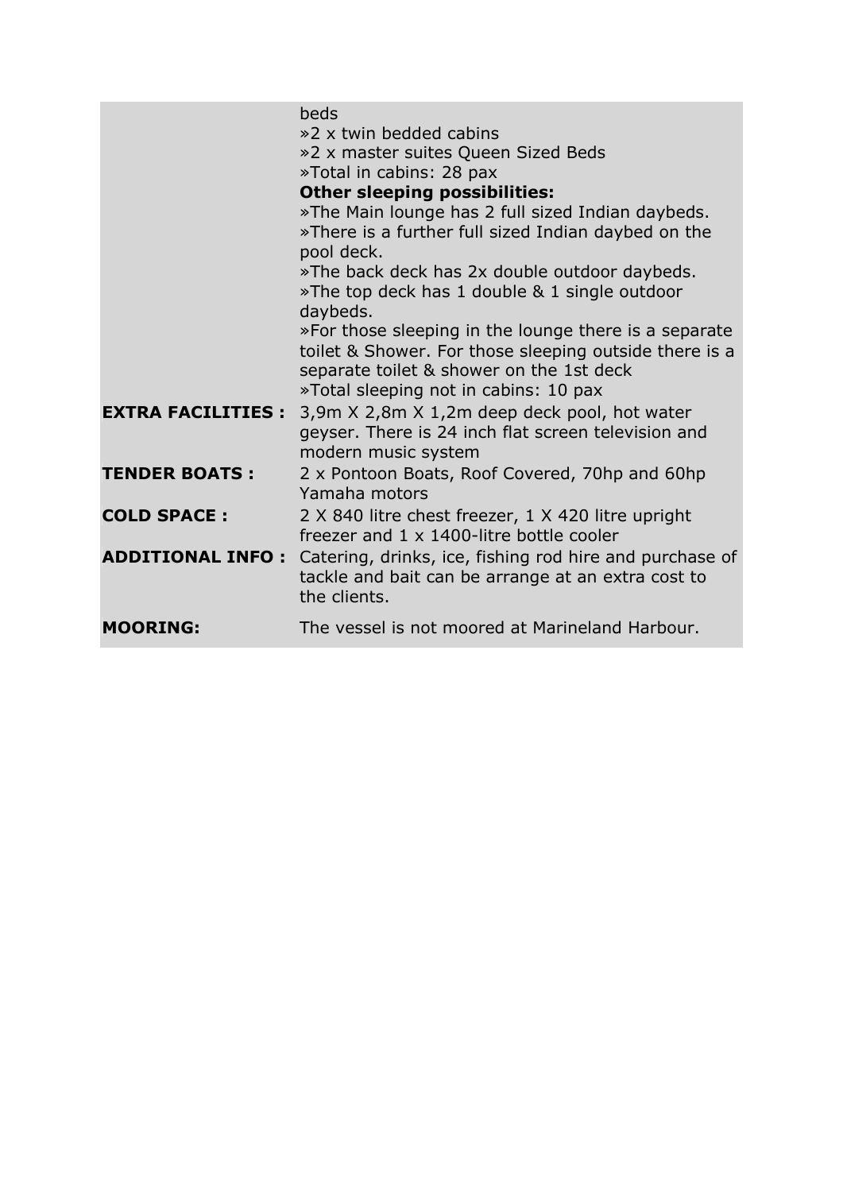| | |
|---|---|
| | beds<br>»2 x twin bedded cabins<br>»2 x master suites Queen Sized Beds<br>»Total in cabins: 28 pax<br>**Other sleeping possibilities:**<br>»The Main lounge has 2 full sized Indian daybeds.<br>»There is a further full sized Indian daybed on the pool deck.<br>»The back deck has 2x double outdoor daybeds.<br>»The top deck has 1 double & 1 single outdoor daybeds.<br>»For those sleeping in the lounge there is a separate toilet & Shower. For those sleeping outside there is a separate toilet & shower on the 1st deck<br>»Total sleeping not in cabins: 10 pax |
| **EXTRA FACILITIES :** | 3,9m X 2,8m X 1,2m deep deck pool, hot water geyser. There is 24 inch flat screen television and modern music system |
| **TENDER BOATS :** | 2 x Pontoon Boats, Roof Covered, 70hp and 60hp Yamaha motors |
| **COLD SPACE :** | 2 X 840 litre chest freezer, 1 X 420 litre upright freezer and 1 x 1400-litre bottle cooler |
| **ADDITIONAL INFO :** | Catering, drinks, ice, fishing rod hire and purchase of tackle and bait can be arrange at an extra cost to the clients. |
| **MOORING:** | The vessel is not moored at Marineland Harbour. |